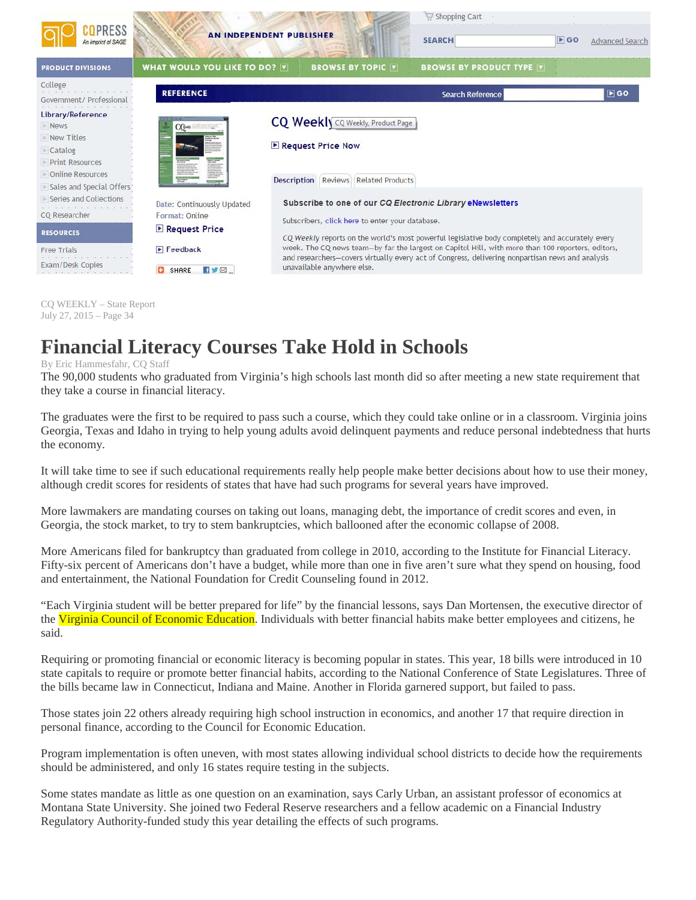CQ Press — An imprint of SAGE

AN INDEPENDENT PUBLISHER

Shopping Cart

SEARCH GO Advanced Search

PRODUCT DIVISIONS | WHAT WOULD YOU LIKE TO DO? | BROWSE BY TOPIC | BROWSE BY PRODUCT TYPE

College
Government/ Professional
Library/Reference
- News
- New Titles
- Catalog
- Print Resources
- Online Resources
- Sales and Special Offers
- Series and Collections

CQ Researcher

RESOURCES
- Free Trials
- Exam/Desk Copies

REFERENCE — Search Reference GO

CQ Weekly

Request Price Now

Date: Continuously Updated
Format: Online

Request Price

Feedback

SHARE

Description | Reviews | Related Products

Subscribe to one of our *CQ Electronic Library* eNewsletters

Subscribers, click here to enter your database.

*CQ Weekly* reports on the world's most powerful legislative body completely and accurately every week. The CQ news team—by far the largest on Capitol Hill, with more than 100 reporters, editors, and researchers—covers virtually every act of Congress, delivering nonpartisan news and analysis unavailable anywhere else.

CQ WEEKLY – State Report
July 27, 2015 – Page 34

# Financial Literacy Courses Take Hold in Schools

By Eric Hammesfahr, CQ Staff

The 90,000 students who graduated from Virginia's high schools last month did so after meeting a new state requirement that they take a course in financial literacy.

The graduates were the first to be required to pass such a course, which they could take online or in a classroom. Virginia joins Georgia, Texas and Idaho in trying to help young adults avoid delinquent payments and reduce personal indebtedness that hurts the economy.

It will take time to see if such educational requirements really help people make better decisions about how to use their money, although credit scores for residents of states that have had such programs for several years have improved.

More lawmakers are mandating courses on taking out loans, managing debt, the importance of credit scores and even, in Georgia, the stock market, to try to stem bankruptcies, which ballooned after the economic collapse of 2008.

More Americans filed for bankruptcy than graduated from college in 2010, according to the Institute for Financial Literacy. Fifty-six percent of Americans don't have a budget, while more than one in five aren't sure what they spend on housing, food and entertainment, the National Foundation for Credit Counseling found in 2012.

"Each Virginia student will be better prepared for life" by the financial lessons, says Dan Mortensen, the executive director of the Virginia Council of Economic Education. Individuals with better financial habits make better employees and citizens, he said.

Requiring or promoting financial or economic literacy is becoming popular in states. This year, 18 bills were introduced in 10 state capitals to require or promote better financial habits, according to the National Conference of State Legislatures. Three of the bills became law in Connecticut, Indiana and Maine. Another in Florida garnered support, but failed to pass.

Those states join 22 others already requiring high school instruction in economics, and another 17 that require direction in personal finance, according to the Council for Economic Education.

Program implementation is often uneven, with most states allowing individual school districts to decide how the requirements should be administered, and only 16 states require testing in the subjects.

Some states mandate as little as one question on an examination, says Carly Urban, an assistant professor of economics at Montana State University. She joined two Federal Reserve researchers and a fellow academic on a Financial Industry Regulatory Authority-funded study this year detailing the effects of such programs.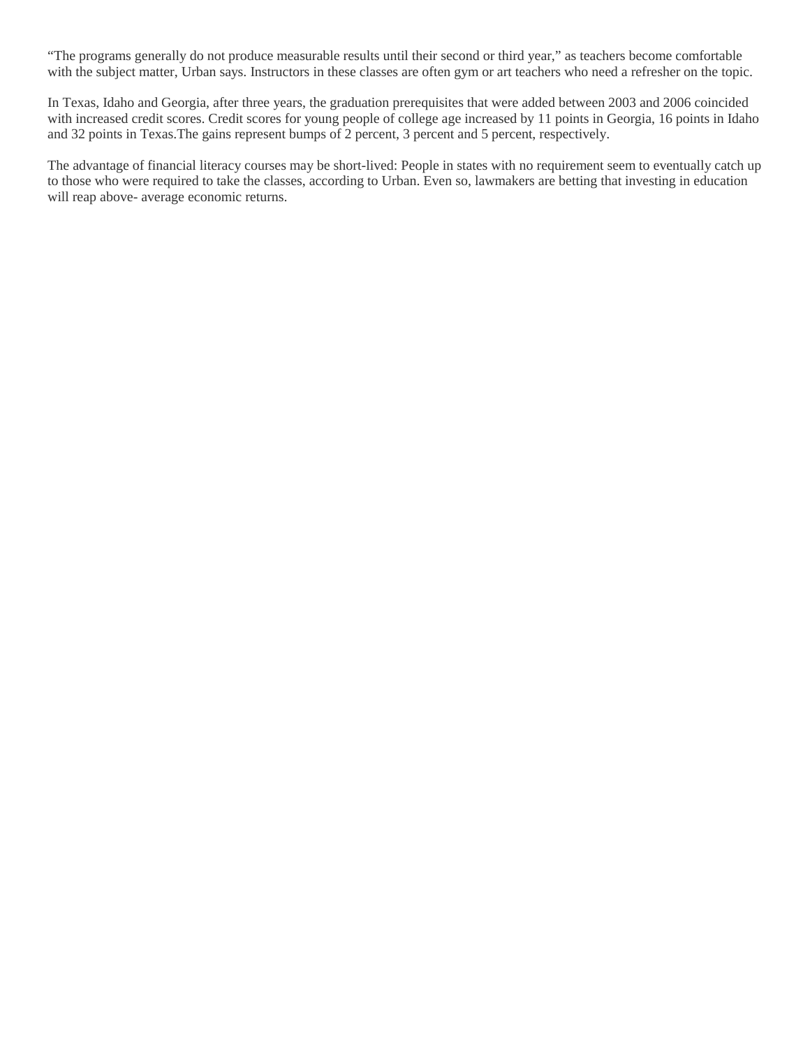"The programs generally do not produce measurable results until their second or third year," as teachers become comfortable with the subject matter, Urban says. Instructors in these classes are often gym or art teachers who need a refresher on the topic.

In Texas, Idaho and Georgia, after three years, the graduation prerequisites that were added between 2003 and 2006 coincided with increased credit scores. Credit scores for young people of college age increased by 11 points in Georgia, 16 points in Idaho and 32 points in Texas.The gains represent bumps of 2 percent, 3 percent and 5 percent, respectively.

The advantage of financial literacy courses may be short-lived: People in states with no requirement seem to eventually catch up to those who were required to take the classes, according to Urban. Even so, lawmakers are betting that investing in education will reap above- average economic returns.